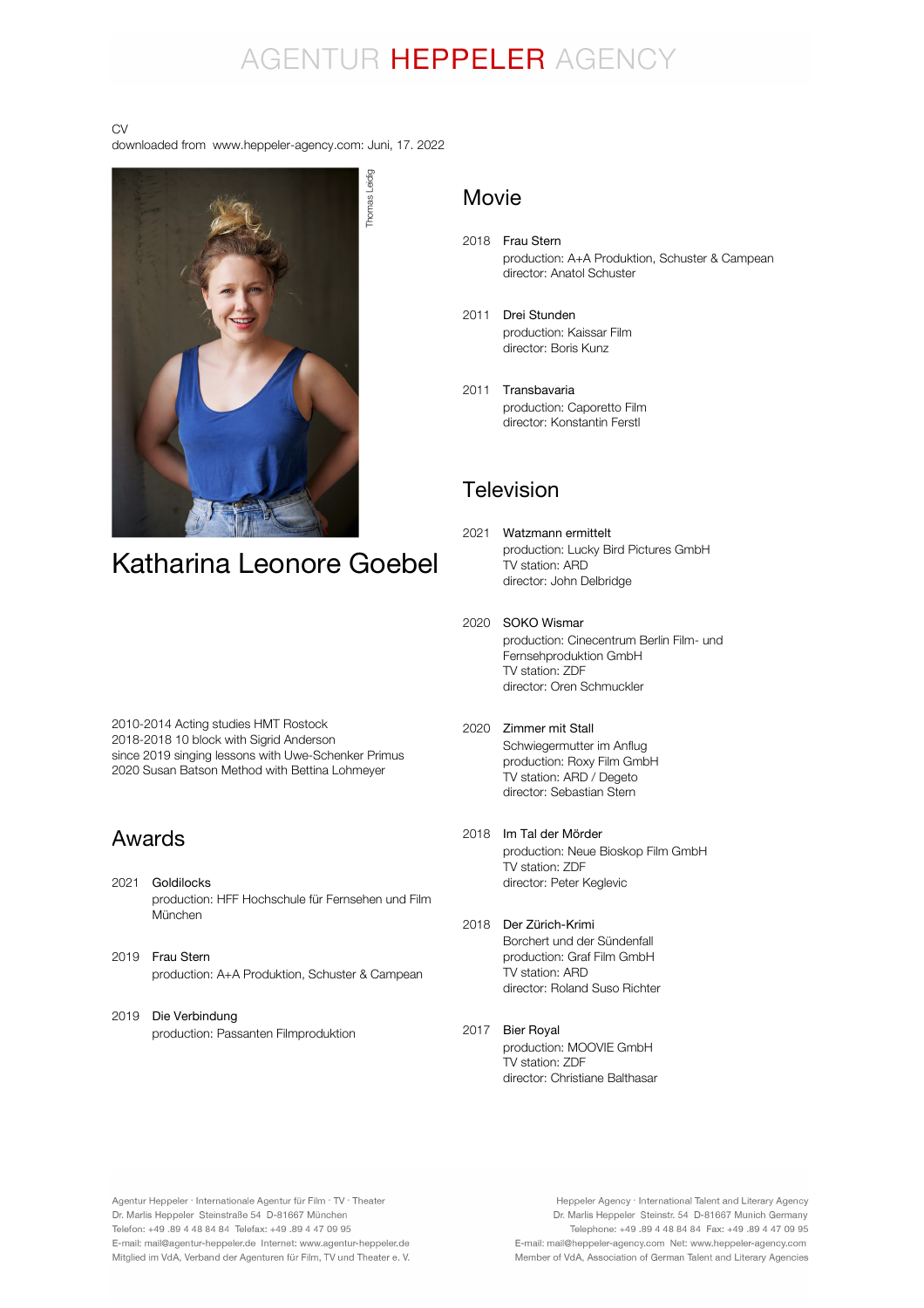# AGENTUR HEPPELER AGENCY

CV
downloaded from www.heppeler-agency.com: Juni, 17. 2022

Thomas Leidig

# Katharina Leonore Goebel

2010-2014 Acting studies HMT Rostock
2018-2018 10 block with Sigrid Anderson
since 2019 singing lessons with Uwe-Schenker Primus
2020 Susan Batson Method with Bettina Lohmeyer

## Awards

2021 Goldilocks
production: HFF Hochschule für Fernsehen und Film München

2019 Frau Stern
production: A+A Produktion, Schuster & Campean

2019 Die Verbindung
production: Passanten Filmproduktion

## Movie

2018 Frau Stern
production: A+A Produktion, Schuster & Campean
director: Anatol Schuster

2011 Drei Stunden
production: Kaissar Film
director: Boris Kunz

2011 Transbavaria
production: Caporetto Film
director: Konstantin Ferstl

## Television

2021 Watzmann ermittelt
production: Lucky Bird Pictures GmbH
TV station: ARD
director: John Delbridge

2020 SOKO Wismar
production: Cinecentrum Berlin Film- und Fernsehproduktion GmbH
TV station: ZDF
director: Oren Schmuckler

2020 Zimmer mit Stall
Schwiegermutter im Anflug
production: Roxy Film GmbH
TV station: ARD / Degeto
director: Sebastian Stern

2018 Im Tal der Mörder
production: Neue Bioskop Film GmbH
TV station: ZDF
director: Peter Keglevic

2018 Der Zürich-Krimi
Borchert und der Sündenfall
production: Graf Film GmbH
TV station: ARD
director: Roland Suso Richter

2017 Bier Royal
production: MOOVIE GmbH
TV station: ZDF
director: Christiane Balthasar

Agentur Heppeler · Internationale Agentur für Film · TV · Theater
Dr. Marlis Heppeler Steinstraße 54 D-81667 München
Telefon: +49 .89 4 48 84 84 Telefax: +49 .89 4 47 09 95
E-mail: mail@agentur-heppeler.de Internet: www.agentur-heppeler.de
Mitglied im VdA, Verband der Agenturen für Film, TV und Theater e. V.

Heppeler Agency · International Talent and Literary Agency
Dr. Marlis Heppeler Steinstr. 54 D-81667 Munich Germany
Telephone: +49 .89 4 48 84 84 Fax: +49 .89 4 47 09 95
E-mail: mail@heppeler-agency.com Net: www.heppeler-agency.com
Member of VdA, Association of German Talent and Literary Agencies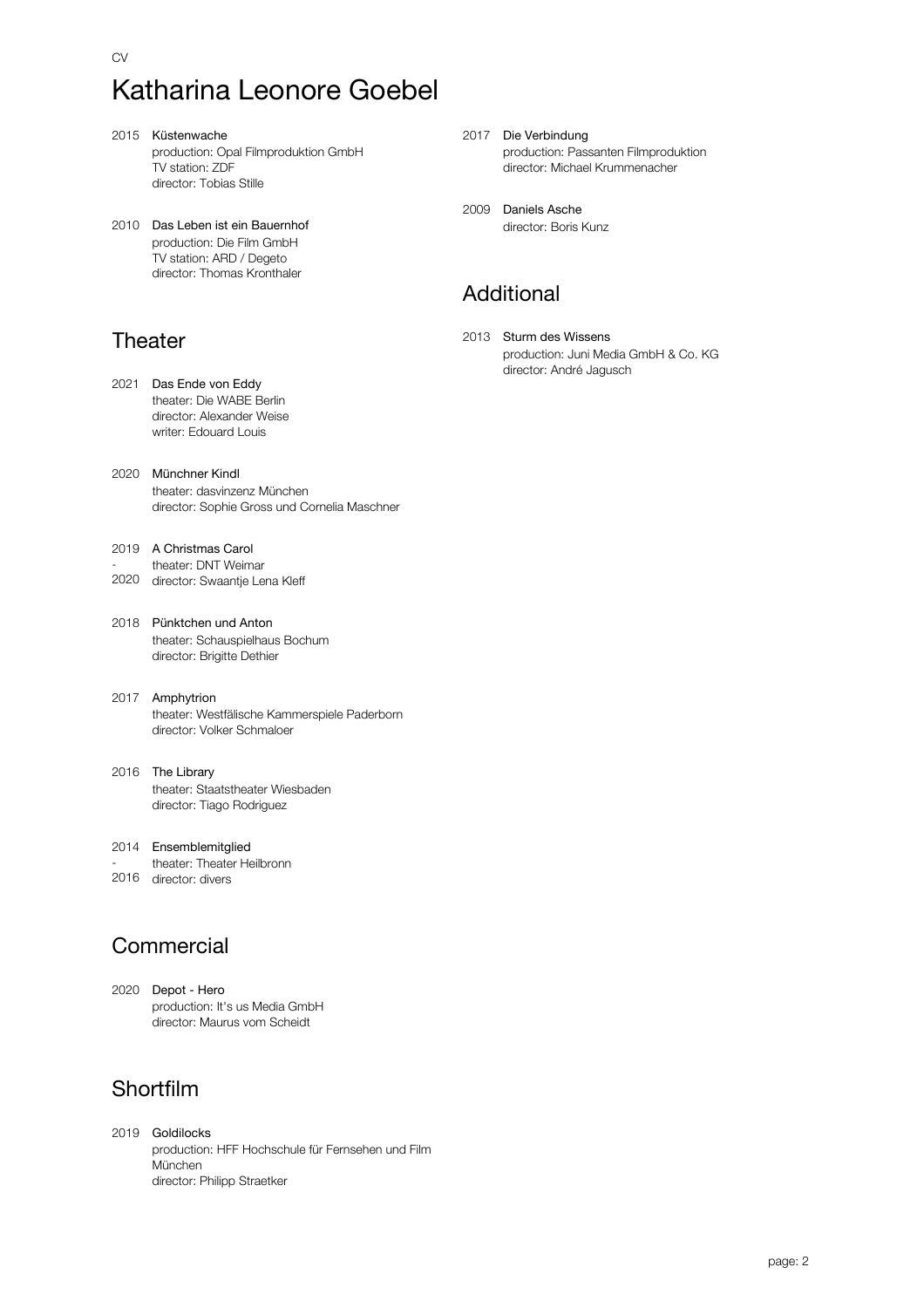CV

# Katharina Leonore Goebel

2015 **Küstenwache**
production: Opal Filmproduktion GmbH
TV station: ZDF
director: Tobias Stille

2010 **Das Leben ist ein Bauernhof**
production: Die Film GmbH
TV station: ARD / Degeto
director: Thomas Kronthaler

## Theater

2021 **Das Ende von Eddy**
theater: Die WABE Berlin
director: Alexander Weise
writer: Edouard Louis

2020 **Münchner Kindl**
theater: dasvinzenz München
director: Sophie Gross und Cornelia Maschner

2019 - 2020 **A Christmas Carol**
theater: DNT Weimar
director: Swaantje Lena Kleff

2018 **Pünktchen und Anton**
theater: Schauspielhaus Bochum
director: Brigitte Dethier

2017 **Amphytrion**
theater: Westfälische Kammerspiele Paderborn
director: Volker Schmaloer

2016 **The Library**
theater: Staatstheater Wiesbaden
director: Tiago Rodriguez

2014 - 2016 **Ensemblemitglied**
theater: Theater Heilbronn
director: divers

## Commercial

2020 **Depot - Hero**
production: It's us Media GmbH
director: Maurus vom Scheidt

## Shortfilm

2019 **Goldilocks**
production: HFF Hochschule für Fernsehen und Film München
director: Philipp Straetker

2017 **Die Verbindung**
production: Passanten Filmproduktion
director: Michael Krummenacher

2009 **Daniels Asche**
director: Boris Kunz

## Additional

2013 **Sturm des Wissens**
production: Juni Media GmbH & Co. KG
director: André Jagusch